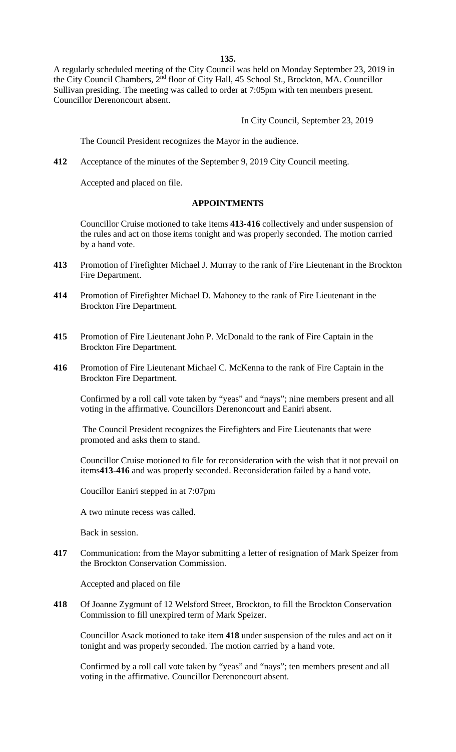A regularly scheduled meeting of the City Council was held on Monday September 23, 2019 in the City Council Chambers, 2nd floor of City Hall, 45 School St., Brockton, MA. Councillor Sullivan presiding. The meeting was called to order at 7:05pm with ten members present. Councillor Derenoncourt absent.

In City Council, September 23, 2019

The Council President recognizes the Mayor in the audience.

**412** Acceptance of the minutes of the September 9, 2019 City Council meeting.

Accepted and placed on file.

**APPOINTMENTS**

Councillor Cruise motioned to take items **413-416** collectively and under suspension of the rules and act on those items tonight and was properly seconded. The motion carried by a hand vote.

**413** Promotion of Firefighter Michael J. Murray to the rank of Fire Lieutenant in the Brockton Fire Department.

**414** Promotion of Firefighter Michael D. Mahoney to the rank of Fire Lieutenant in the Brockton Fire Department.

**415** Promotion of Fire Lieutenant John P. McDonald to the rank of Fire Captain in the Brockton Fire Department.

**416** Promotion of Fire Lieutenant Michael C. McKenna to the rank of Fire Captain in the Brockton Fire Department.

Confirmed by a roll call vote taken by "yeas" and "nays"; nine members present and all voting in the affirmative. Councillors Derenoncourt and Eaniri absent.

The Council President recognizes the Firefighters and Fire Lieutenants that were promoted and asks them to stand.

Councillor Cruise motioned to file for reconsideration with the wish that it not prevail on items**413-416** and was properly seconded. Reconsideration failed by a hand vote.

Coucillor Eaniri stepped in at 7:07pm

A two minute recess was called.

Back in session.

**417** Communication: from the Mayor submitting a letter of resignation of Mark Speizer from the Brockton Conservation Commission.

Accepted and placed on file

**418** Of Joanne Zygmunt of 12 Welsford Street, Brockton, to fill the Brockton Conservation Commission to fill unexpired term of Mark Speizer.

Councillor Asack motioned to take item **418** under suspension of the rules and act on it tonight and was properly seconded. The motion carried by a hand vote.

Confirmed by a roll call vote taken by "yeas" and "nays"; ten members present and all voting in the affirmative. Councillor Derenoncourt absent.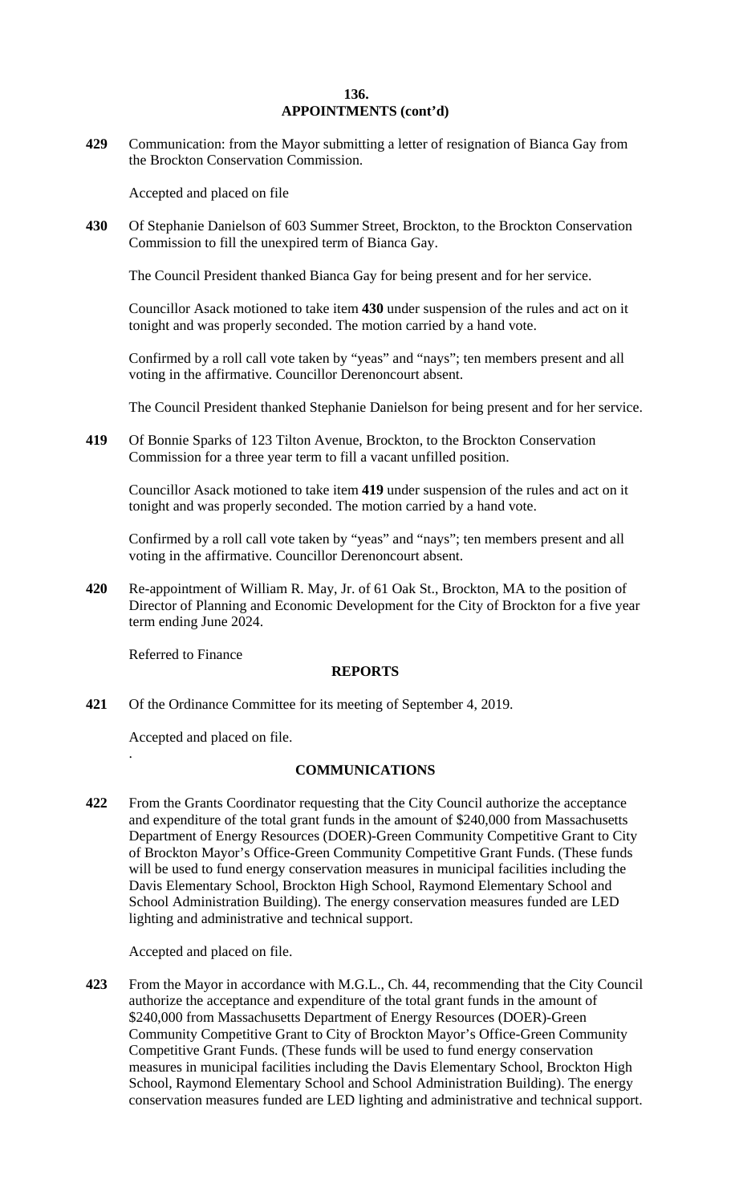## APPOINTMENTS (cont'd)

**429** Communication: from the Mayor submitting a letter of resignation of Bianca Gay from the Brockton Conservation Commission.

Accepted and placed on file

**430** Of Stephanie Danielson of 603 Summer Street, Brockton, to the Brockton Conservation Commission to fill the unexpired term of Bianca Gay.

The Council President thanked Bianca Gay for being present and for her service.

Councillor Asack motioned to take item **430** under suspension of the rules and act on it tonight and was properly seconded. The motion carried by a hand vote.

Confirmed by a roll call vote taken by "yeas" and "nays"; ten members present and all voting in the affirmative. Councillor Derenoncourt absent.

The Council President thanked Stephanie Danielson for being present and for her service.

**419** Of Bonnie Sparks of 123 Tilton Avenue, Brockton, to the Brockton Conservation Commission for a three year term to fill a vacant unfilled position.

Councillor Asack motioned to take item **419** under suspension of the rules and act on it tonight and was properly seconded. The motion carried by a hand vote.

Confirmed by a roll call vote taken by "yeas" and "nays"; ten members present and all voting in the affirmative. Councillor Derenoncourt absent.

**420** Re-appointment of William R. May, Jr. of 61 Oak St., Brockton, MA to the position of Director of Planning and Economic Development for the City of Brockton for a five year term ending June 2024.

Referred to Finance

## REPORTS

**421** Of the Ordinance Committee for its meeting of September 4, 2019.

Accepted and placed on file.

## COMMUNICATIONS

**422** From the Grants Coordinator requesting that the City Council authorize the acceptance and expenditure of the total grant funds in the amount of $240,000 from Massachusetts Department of Energy Resources (DOER)-Green Community Competitive Grant to City of Brockton Mayor's Office-Green Community Competitive Grant Funds. (These funds will be used to fund energy conservation measures in municipal facilities including the Davis Elementary School, Brockton High School, Raymond Elementary School and School Administration Building). The energy conservation measures funded are LED lighting and administrative and technical support.

Accepted and placed on file.

**423** From the Mayor in accordance with M.G.L., Ch. 44, recommending that the City Council authorize the acceptance and expenditure of the total grant funds in the amount of $240,000 from Massachusetts Department of Energy Resources (DOER)-Green Community Competitive Grant to City of Brockton Mayor's Office-Green Community Competitive Grant Funds. (These funds will be used to fund energy conservation measures in municipal facilities including the Davis Elementary School, Brockton High School, Raymond Elementary School and School Administration Building). The energy conservation measures funded are LED lighting and administrative and technical support.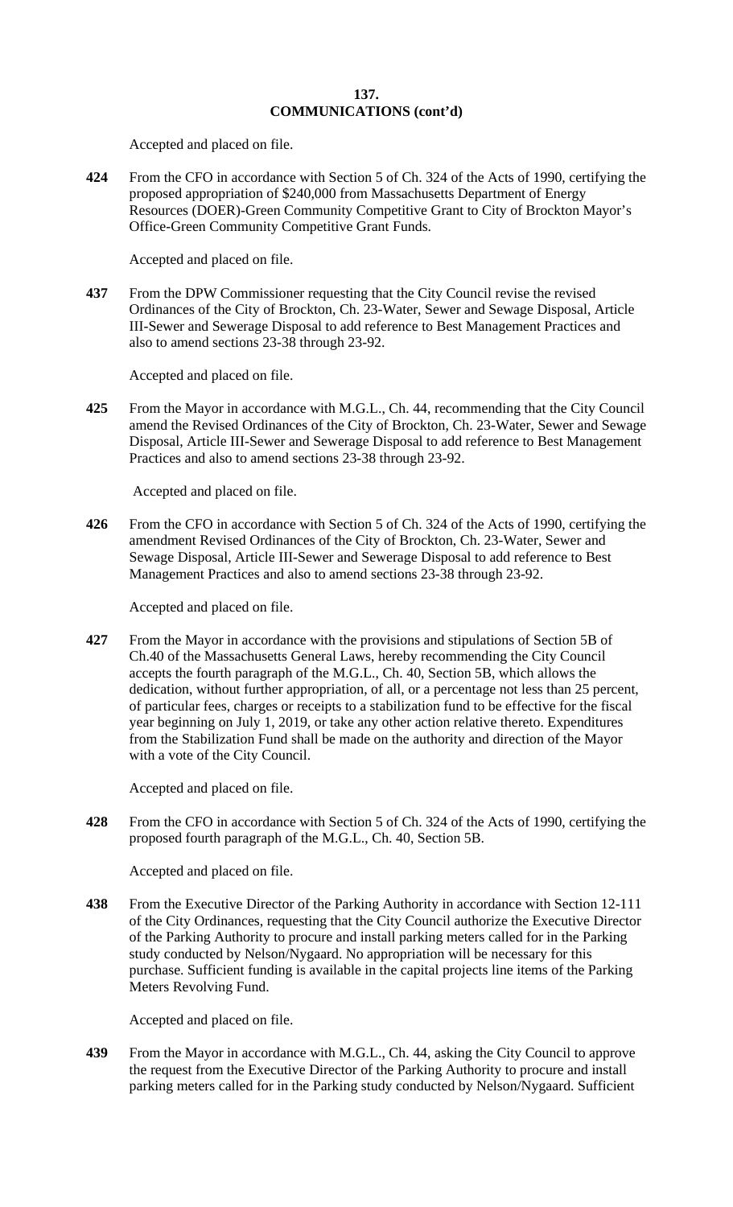**COMMUNICATIONS (cont'd)**

Accepted and placed on file.

**424** From the CFO in accordance with Section 5 of Ch. 324 of the Acts of 1990, certifying the proposed appropriation of $240,000 from Massachusetts Department of Energy Resources (DOER)-Green Community Competitive Grant to City of Brockton Mayor's Office-Green Community Competitive Grant Funds.

Accepted and placed on file.

**437** From the DPW Commissioner requesting that the City Council revise the revised Ordinances of the City of Brockton, Ch. 23-Water, Sewer and Sewage Disposal, Article III-Sewer and Sewerage Disposal to add reference to Best Management Practices and also to amend sections 23-38 through 23-92.

Accepted and placed on file.

**425** From the Mayor in accordance with M.G.L., Ch. 44, recommending that the City Council amend the Revised Ordinances of the City of Brockton, Ch. 23-Water, Sewer and Sewage Disposal, Article III-Sewer and Sewerage Disposal to add reference to Best Management Practices and also to amend sections 23-38 through 23-92.

Accepted and placed on file.

**426** From the CFO in accordance with Section 5 of Ch. 324 of the Acts of 1990, certifying the amendment Revised Ordinances of the City of Brockton, Ch. 23-Water, Sewer and Sewage Disposal, Article III-Sewer and Sewerage Disposal to add reference to Best Management Practices and also to amend sections 23-38 through 23-92.

Accepted and placed on file.

**427** From the Mayor in accordance with the provisions and stipulations of Section 5B of Ch.40 of the Massachusetts General Laws, hereby recommending the City Council accepts the fourth paragraph of the M.G.L., Ch. 40, Section 5B, which allows the dedication, without further appropriation, of all, or a percentage not less than 25 percent, of particular fees, charges or receipts to a stabilization fund to be effective for the fiscal year beginning on July 1, 2019, or take any other action relative thereto. Expenditures from the Stabilization Fund shall be made on the authority and direction of the Mayor with a vote of the City Council.

Accepted and placed on file.

**428** From the CFO in accordance with Section 5 of Ch. 324 of the Acts of 1990, certifying the proposed fourth paragraph of the M.G.L., Ch. 40, Section 5B.

Accepted and placed on file.

**438** From the Executive Director of the Parking Authority in accordance with Section 12-111 of the City Ordinances, requesting that the City Council authorize the Executive Director of the Parking Authority to procure and install parking meters called for in the Parking study conducted by Nelson/Nygaard. No appropriation will be necessary for this purchase. Sufficient funding is available in the capital projects line items of the Parking Meters Revolving Fund.

Accepted and placed on file.

**439** From the Mayor in accordance with M.G.L., Ch. 44, asking the City Council to approve the request from the Executive Director of the Parking Authority to procure and install parking meters called for in the Parking study conducted by Nelson/Nygaard. Sufficient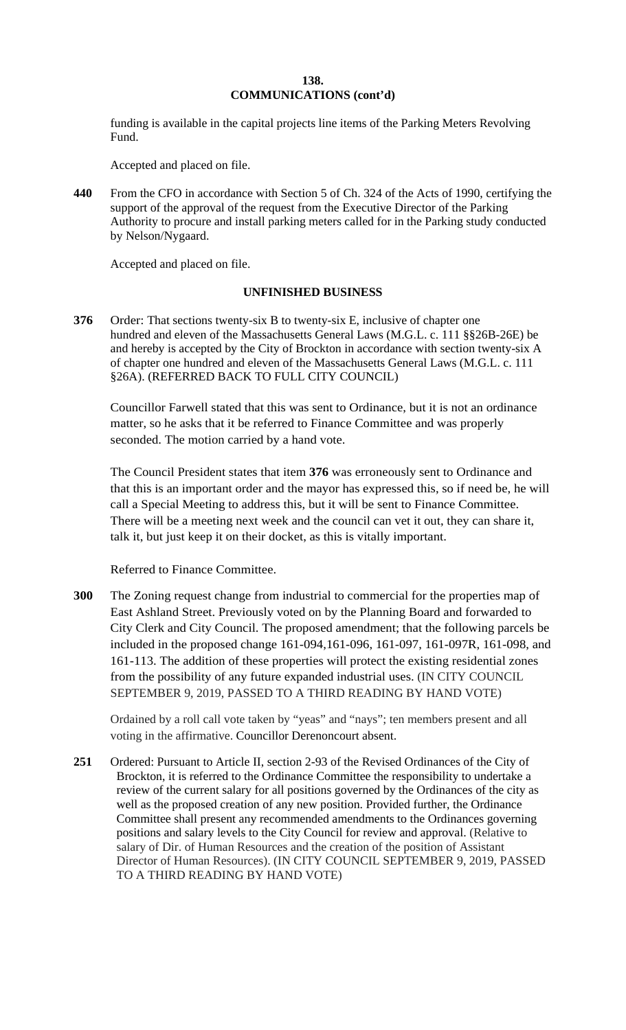## COMMUNICATIONS (cont'd)

funding is available in the capital projects line items of the Parking Meters Revolving Fund.

Accepted and placed on file.

**440** From the CFO in accordance with Section 5 of Ch. 324 of the Acts of 1990, certifying the support of the approval of the request from the Executive Director of the Parking Authority to procure and install parking meters called for in the Parking study conducted by Nelson/Nygaard.

Accepted and placed on file.

## UNFINISHED BUSINESS

**376** Order: That sections twenty-six B to twenty-six E, inclusive of chapter one hundred and eleven of the Massachusetts General Laws (M.G.L. c. 111 §§26B-26E) be and hereby is accepted by the City of Brockton in accordance with section twenty-six A of chapter one hundred and eleven of the Massachusetts General Laws (M.G.L. c. 111 §26A). (REFERRED BACK TO FULL CITY COUNCIL)

Councillor Farwell stated that this was sent to Ordinance, but it is not an ordinance matter, so he asks that it be referred to Finance Committee and was properly seconded. The motion carried by a hand vote.

The Council President states that item **376** was erroneously sent to Ordinance and that this is an important order and the mayor has expressed this, so if need be, he will call a Special Meeting to address this, but it will be sent to Finance Committee. There will be a meeting next week and the council can vet it out, they can share it, talk it, but just keep it on their docket, as this is vitally important.

Referred to Finance Committee.

**300** The Zoning request change from industrial to commercial for the properties map of East Ashland Street. Previously voted on by the Planning Board and forwarded to City Clerk and City Council. The proposed amendment; that the following parcels be included in the proposed change 161-094,161-096, 161-097, 161-097R, 161-098, and 161-113. The addition of these properties will protect the existing residential zones from the possibility of any future expanded industrial uses. (IN CITY COUNCIL SEPTEMBER 9, 2019, PASSED TO A THIRD READING BY HAND VOTE)

Ordained by a roll call vote taken by "yeas" and "nays"; ten members present and all voting in the affirmative. Councillor Derenoncourt absent.

**251** Ordered: Pursuant to Article II, section 2-93 of the Revised Ordinances of the City of Brockton, it is referred to the Ordinance Committee the responsibility to undertake a review of the current salary for all positions governed by the Ordinances of the city as well as the proposed creation of any new position. Provided further, the Ordinance Committee shall present any recommended amendments to the Ordinances governing positions and salary levels to the City Council for review and approval. (Relative to salary of Dir. of Human Resources and the creation of the position of Assistant Director of Human Resources). (IN CITY COUNCIL SEPTEMBER 9, 2019, PASSED TO A THIRD READING BY HAND VOTE)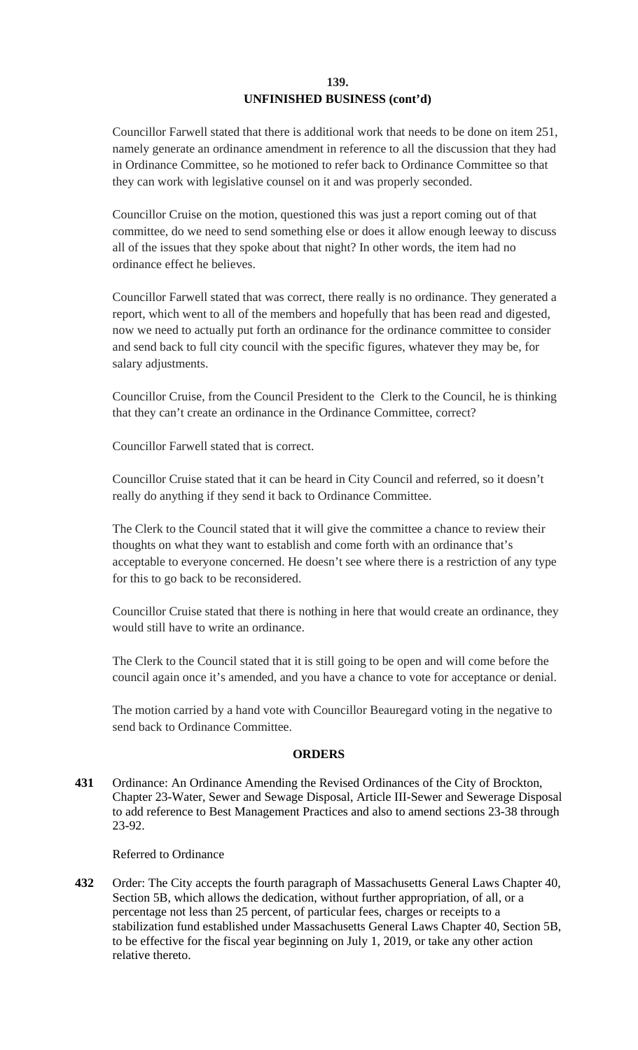**UNFINISHED BUSINESS (cont'd)**

Councillor Farwell stated that there is additional work that needs to be done on item 251, namely generate an ordinance amendment in reference to all the discussion that they had in Ordinance Committee, so he motioned to refer back to Ordinance Committee so that they can work with legislative counsel on it and was properly seconded.

Councillor Cruise on the motion, questioned this was just a report coming out of that committee, do we need to send something else or does it allow enough leeway to discuss all of the issues that they spoke about that night? In other words, the item had no ordinance effect he believes.

Councillor Farwell stated that was correct, there really is no ordinance. They generated a report, which went to all of the members and hopefully that has been read and digested, now we need to actually put forth an ordinance for the ordinance committee to consider and send back to full city council with the specific figures, whatever they may be, for salary adjustments.

Councillor Cruise, from the Council President to the Clerk to the Council, he is thinking that they can't create an ordinance in the Ordinance Committee, correct?

Councillor Farwell stated that is correct.

Councillor Cruise stated that it can be heard in City Council and referred, so it doesn't really do anything if they send it back to Ordinance Committee.

The Clerk to the Council stated that it will give the committee a chance to review their thoughts on what they want to establish and come forth with an ordinance that's acceptable to everyone concerned. He doesn't see where there is a restriction of any type for this to go back to be reconsidered.

Councillor Cruise stated that there is nothing in here that would create an ordinance, they would still have to write an ordinance.

The Clerk to the Council stated that it is still going to be open and will come before the council again once it's amended, and you have a chance to vote for acceptance or denial.

The motion carried by a hand vote with Councillor Beauregard voting in the negative to send back to Ordinance Committee.

**ORDERS**

**431** Ordinance: An Ordinance Amending the Revised Ordinances of the City of Brockton, Chapter 23-Water, Sewer and Sewage Disposal, Article III-Sewer and Sewerage Disposal to add reference to Best Management Practices and also to amend sections 23-38 through 23-92.

Referred to Ordinance

**432** Order: The City accepts the fourth paragraph of Massachusetts General Laws Chapter 40, Section 5B, which allows the dedication, without further appropriation, of all, or a percentage not less than 25 percent, of particular fees, charges or receipts to a stabilization fund established under Massachusetts General Laws Chapter 40, Section 5B, to be effective for the fiscal year beginning on July 1, 2019, or take any other action relative thereto.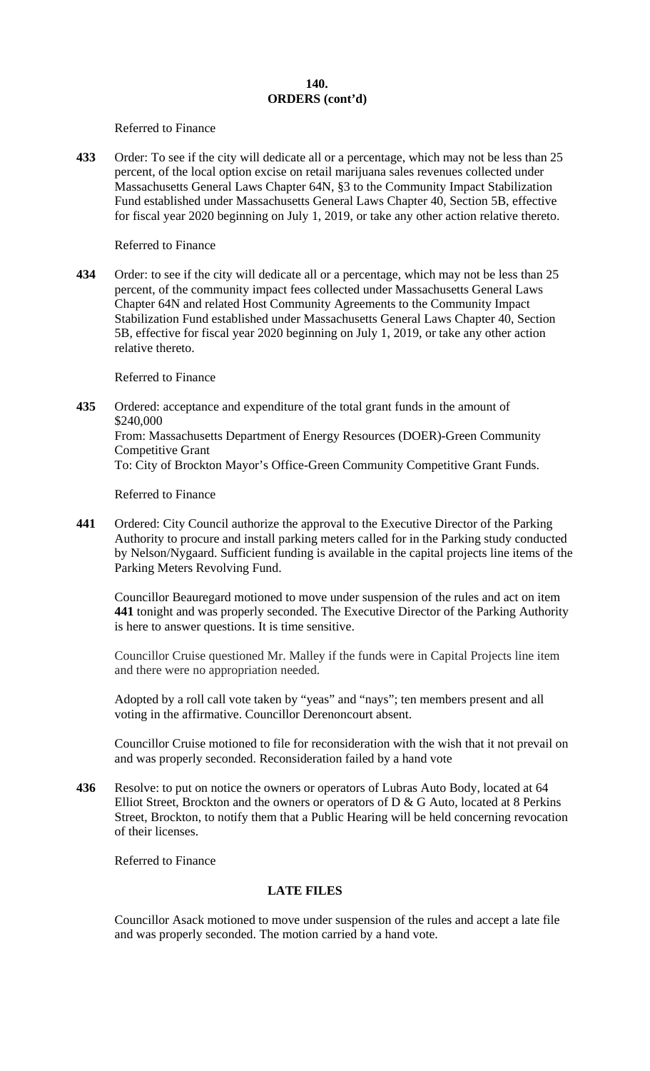**140.**
**ORDERS (cont'd)**

Referred to Finance

**433** Order: To see if the city will dedicate all or a percentage, which may not be less than 25 percent, of the local option excise on retail marijuana sales revenues collected under Massachusetts General Laws Chapter 64N, §3 to the Community Impact Stabilization Fund established under Massachusetts General Laws Chapter 40, Section 5B, effective for fiscal year 2020 beginning on July 1, 2019, or take any other action relative thereto.

Referred to Finance

**434** Order: to see if the city will dedicate all or a percentage, which may not be less than 25 percent, of the community impact fees collected under Massachusetts General Laws Chapter 64N and related Host Community Agreements to the Community Impact Stabilization Fund established under Massachusetts General Laws Chapter 40, Section 5B, effective for fiscal year 2020 beginning on July 1, 2019, or take any other action relative thereto.

Referred to Finance

**435** Ordered: acceptance and expenditure of the total grant funds in the amount of $240,000
From: Massachusetts Department of Energy Resources (DOER)-Green Community Competitive Grant
To: City of Brockton Mayor's Office-Green Community Competitive Grant Funds.

Referred to Finance

**441** Ordered: City Council authorize the approval to the Executive Director of the Parking Authority to procure and install parking meters called for in the Parking study conducted by Nelson/Nygaard. Sufficient funding is available in the capital projects line items of the Parking Meters Revolving Fund.

Councillor Beauregard motioned to move under suspension of the rules and act on item **441** tonight and was properly seconded. The Executive Director of the Parking Authority is here to answer questions. It is time sensitive.

Councillor Cruise questioned Mr. Malley if the funds were in Capital Projects line item and there were no appropriation needed.

Adopted by a roll call vote taken by "yeas" and "nays"; ten members present and all voting in the affirmative. Councillor Derenoncourt absent.

Councillor Cruise motioned to file for reconsideration with the wish that it not prevail on and was properly seconded. Reconsideration failed by a hand vote

**436** Resolve: to put on notice the owners or operators of Lubras Auto Body, located at 64 Elliot Street, Brockton and the owners or operators of D & G Auto, located at 8 Perkins Street, Brockton, to notify them that a Public Hearing will be held concerning revocation of their licenses.

Referred to Finance

**LATE FILES**

Councillor Asack motioned to move under suspension of the rules and accept a late file and was properly seconded. The motion carried by a hand vote.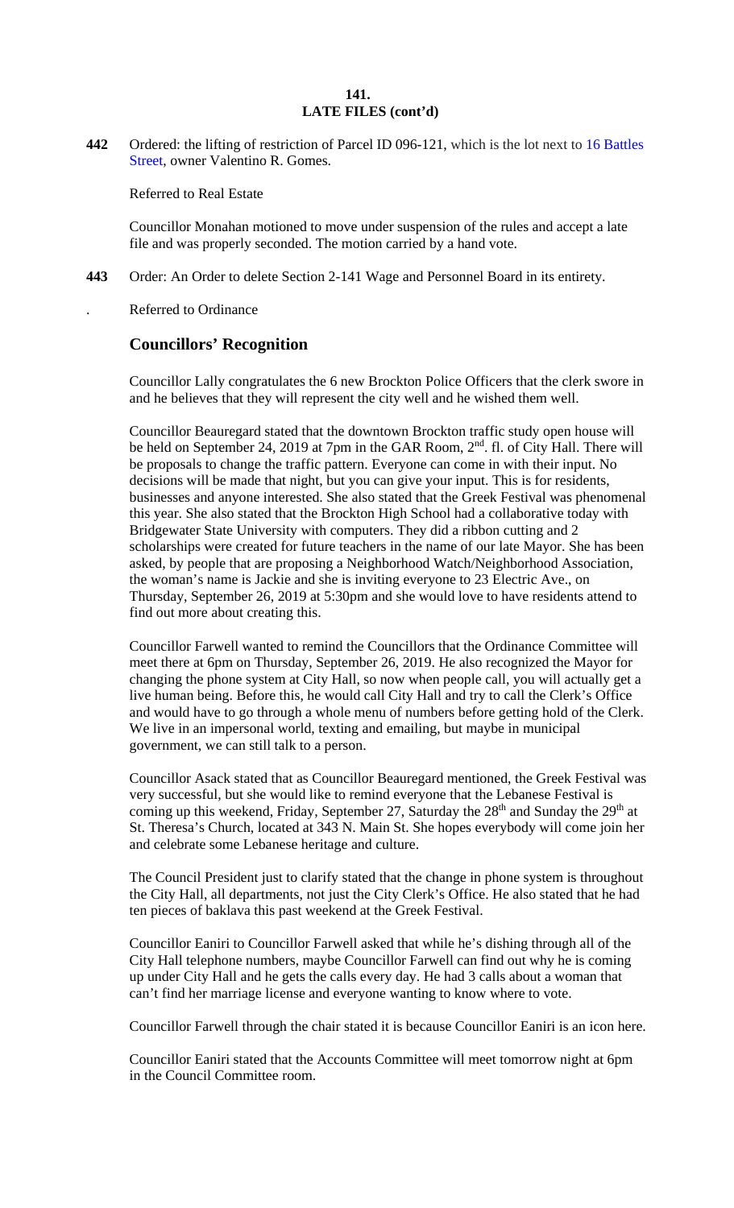## 141.
## LATE FILES (cont'd)

**442** Ordered: the lifting of restriction of Parcel ID 096-121, which is the lot next to 16 Battles Street, owner Valentino R. Gomes.

Referred to Real Estate

Councillor Monahan motioned to move under suspension of the rules and accept a late file and was properly seconded. The motion carried by a hand vote.

**443** Order: An Order to delete Section 2-141 Wage and Personnel Board in its entirety.

. Referred to Ordinance

## Councillors' Recognition

Councillor Lally congratulates the 6 new Brockton Police Officers that the clerk swore in and he believes that they will represent the city well and he wished them well.

Councillor Beauregard stated that the downtown Brockton traffic study open house will be held on September 24, 2019 at 7pm in the GAR Room, 2nd. fl. of City Hall. There will be proposals to change the traffic pattern. Everyone can come in with their input. No decisions will be made that night, but you can give your input. This is for residents, businesses and anyone interested. She also stated that the Greek Festival was phenomenal this year. She also stated that the Brockton High School had a collaborative today with Bridgewater State University with computers. They did a ribbon cutting and 2 scholarships were created for future teachers in the name of our late Mayor. She has been asked, by people that are proposing a Neighborhood Watch/Neighborhood Association, the woman's name is Jackie and she is inviting everyone to 23 Electric Ave., on Thursday, September 26, 2019 at 5:30pm and she would love to have residents attend to find out more about creating this.

Councillor Farwell wanted to remind the Councillors that the Ordinance Committee will meet there at 6pm on Thursday, September 26, 2019. He also recognized the Mayor for changing the phone system at City Hall, so now when people call, you will actually get a live human being. Before this, he would call City Hall and try to call the Clerk's Office and would have to go through a whole menu of numbers before getting hold of the Clerk. We live in an impersonal world, texting and emailing, but maybe in municipal government, we can still talk to a person.

Councillor Asack stated that as Councillor Beauregard mentioned, the Greek Festival was very successful, but she would like to remind everyone that the Lebanese Festival is coming up this weekend, Friday, September 27, Saturday the 28th and Sunday the 29th at St. Theresa's Church, located at 343 N. Main St. She hopes everybody will come join her and celebrate some Lebanese heritage and culture.

The Council President just to clarify stated that the change in phone system is throughout the City Hall, all departments, not just the City Clerk's Office. He also stated that he had ten pieces of baklava this past weekend at the Greek Festival.

Councillor Eaniri to Councillor Farwell asked that while he's dishing through all of the City Hall telephone numbers, maybe Councillor Farwell can find out why he is coming up under City Hall and he gets the calls every day. He had 3 calls about a woman that can't find her marriage license and everyone wanting to know where to vote.

Councillor Farwell through the chair stated it is because Councillor Eaniri is an icon here.

Councillor Eaniri stated that the Accounts Committee will meet tomorrow night at 6pm in the Council Committee room.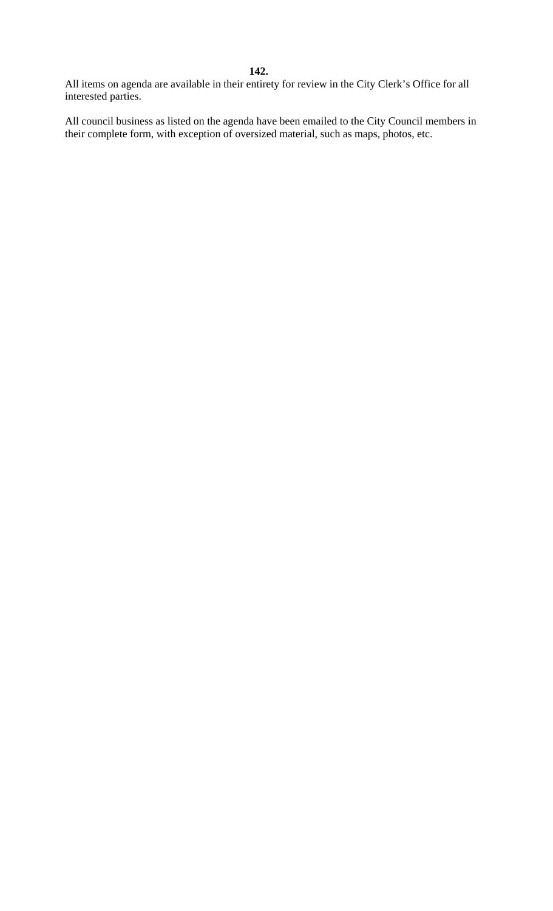**142.**

All items on agenda are available in their entirety for review in the City Clerk’s Office for all interested parties.

All council business as listed on the agenda have been emailed to the City Council members in their complete form, with exception of oversized material, such as maps, photos, etc.